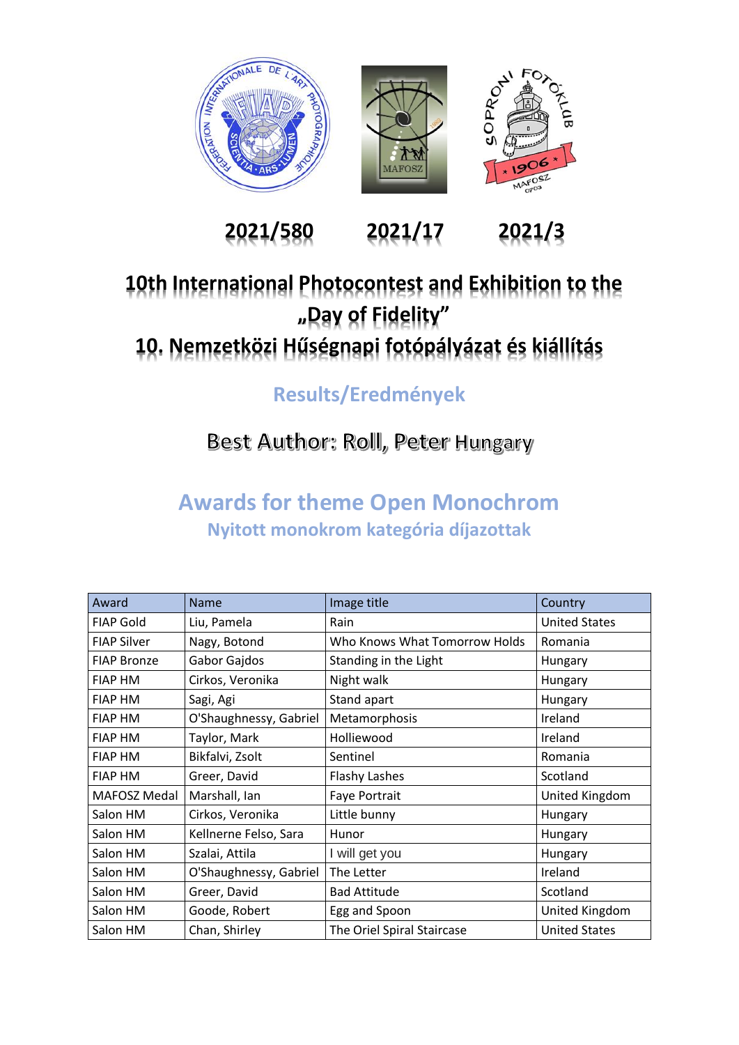2021/580 2021/17 2021/3

# 10th International Photocontest and Exhibition to the „Day of Fidelity"

# 10. Nemzetközi Hűségnapi fotópályázat és kiállítás

## Results/Eredmények

**Best Author: Roll, Peter Hungary**

## Awards for theme Open Monochrom

### Nyitott monokrom kategória díjazottak

| Award | Name | Image title | Country |
|---|---|---|---|
| FIAP Gold | Liu, Pamela | Rain | United States |
| FIAP Silver | Nagy, Botond | Who Knows What Tomorrow Holds | Romania |
| FIAP Bronze | Gabor Gajdos | Standing in the Light | Hungary |
| FIAP HM | Cirkos, Veronika | Night walk | Hungary |
| FIAP HM | Sagi, Agi | Stand apart | Hungary |
| FIAP HM | O'Shaughnessy, Gabriel | Metamorphosis | Ireland |
| FIAP HM | Taylor, Mark | Holliewood | Ireland |
| FIAP HM | Bikfalvi, Zsolt | Sentinel | Romania |
| FIAP HM | Greer, David | Flashy Lashes | Scotland |
| MAFOSZ Medal | Marshall, Ian | Faye Portrait | United Kingdom |
| Salon HM | Cirkos, Veronika | Little bunny | Hungary |
| Salon HM | Kellnerne Felso, Sara | Hunor | Hungary |
| Salon HM | Szalai, Attila | I will get you | Hungary |
| Salon HM | O'Shaughnessy, Gabriel | The Letter | Ireland |
| Salon HM | Greer, David | Bad Attitude | Scotland |
| Salon HM | Goode, Robert | Egg and Spoon | United Kingdom |
| Salon HM | Chan, Shirley | The Oriel Spiral Staircase | United States |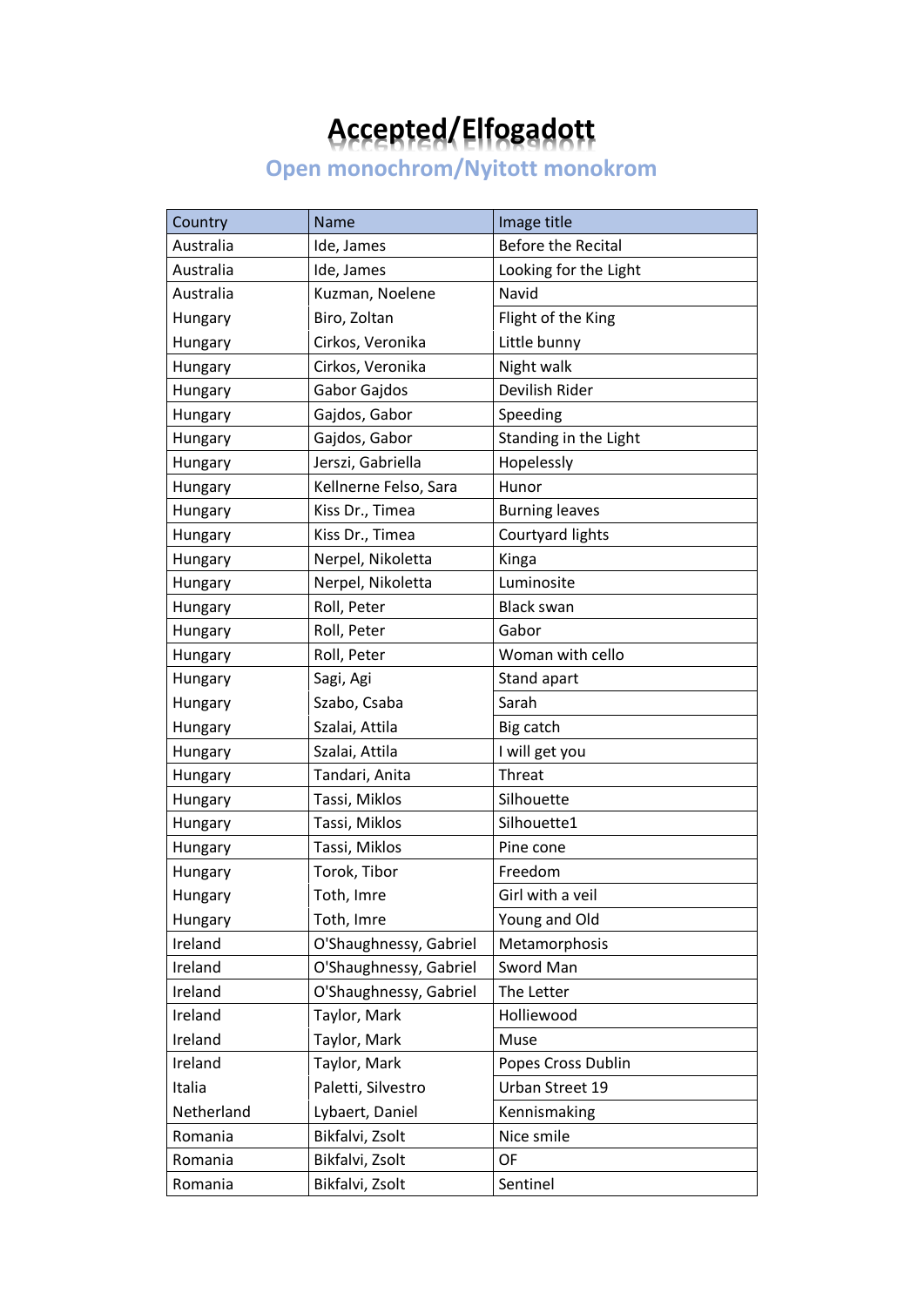# Accepted/Elfogadott

## Open monochrom/Nyitott monokrom

| Country | Name | Image title |
|---|---|---|
| Australia | Ide, James | Before the Recital |
| Australia | Ide, James | Looking for the Light |
| Australia | Kuzman, Noelene | Navid |
| Hungary | Biro, Zoltan | Flight of the King |
| Hungary | Cirkos, Veronika | Little bunny |
| Hungary | Cirkos, Veronika | Night walk |
| Hungary | Gabor Gajdos | Devilish Rider |
| Hungary | Gajdos, Gabor | Speeding |
| Hungary | Gajdos, Gabor | Standing in the Light |
| Hungary | Jerszi, Gabriella | Hopelessly |
| Hungary | Kellnerne Felso, Sara | Hunor |
| Hungary | Kiss Dr., Timea | Burning leaves |
| Hungary | Kiss Dr., Timea | Courtyard lights |
| Hungary | Nerpel, Nikoletta | Kinga |
| Hungary | Nerpel, Nikoletta | Luminosite |
| Hungary | Roll, Peter | Black swan |
| Hungary | Roll, Peter | Gabor |
| Hungary | Roll, Peter | Woman with cello |
| Hungary | Sagi, Agi | Stand apart |
| Hungary | Szabo, Csaba | Sarah |
| Hungary | Szalai, Attila | Big catch |
| Hungary | Szalai, Attila | I will get you |
| Hungary | Tandari, Anita | Threat |
| Hungary | Tassi, Miklos | Silhouette |
| Hungary | Tassi, Miklos | Silhouette1 |
| Hungary | Tassi, Miklos | Pine cone |
| Hungary | Torok, Tibor | Freedom |
| Hungary | Toth, Imre | Girl with a veil |
| Hungary | Toth, Imre | Young and Old |
| Ireland | O'Shaughnessy, Gabriel | Metamorphosis |
| Ireland | O'Shaughnessy, Gabriel | Sword Man |
| Ireland | O'Shaughnessy, Gabriel | The Letter |
| Ireland | Taylor, Mark | Holliewood |
| Ireland | Taylor, Mark | Muse |
| Ireland | Taylor, Mark | Popes Cross Dublin |
| Italia | Paletti, Silvestro | Urban Street 19 |
| Netherland | Lybaert, Daniel | Kennismaking |
| Romania | Bikfalvi, Zsolt | Nice smile |
| Romania | Bikfalvi, Zsolt | OF |
| Romania | Bikfalvi, Zsolt | Sentinel |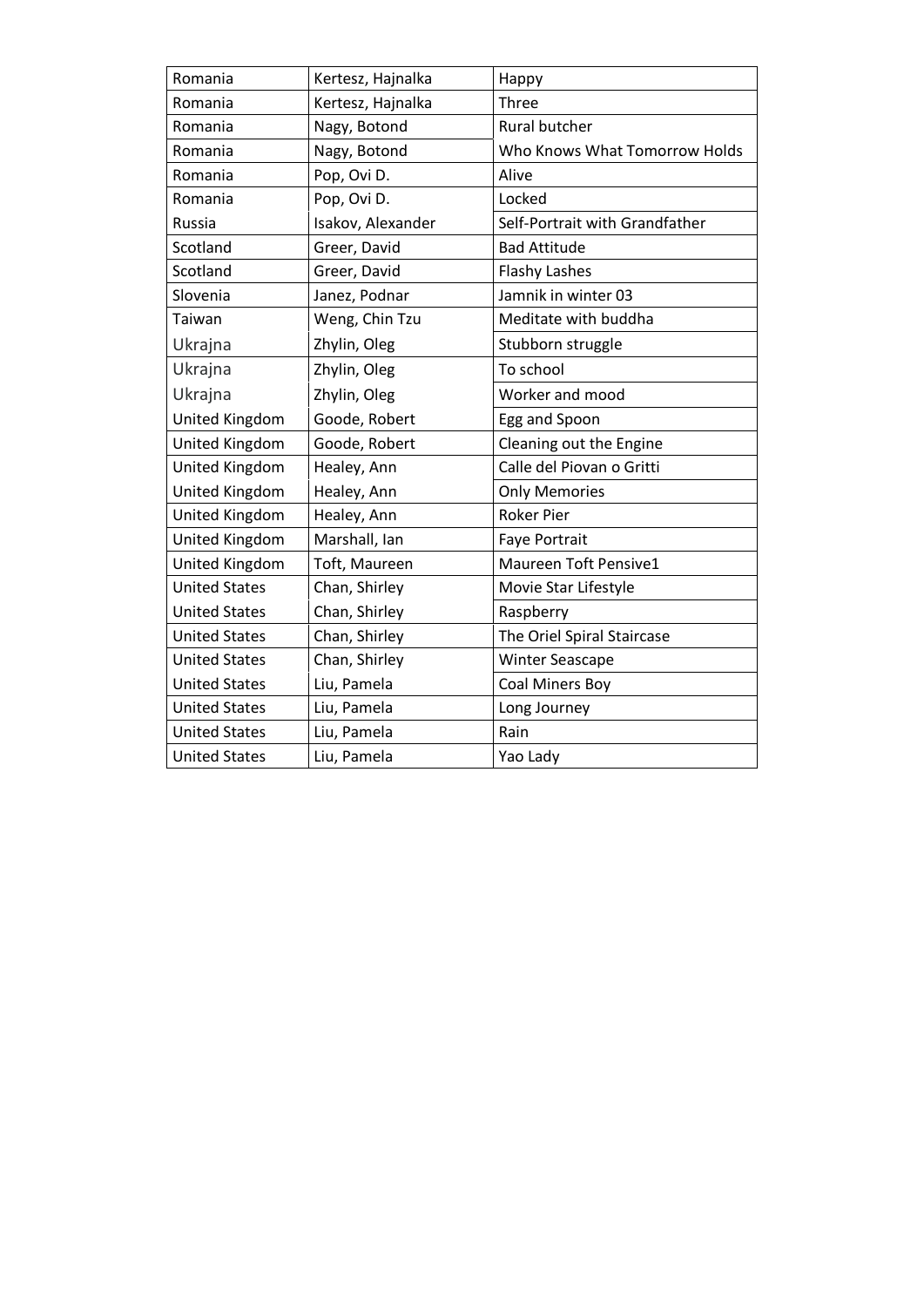| Romania | Kertesz, Hajnalka | Happy |
|---|---|---|
| Romania | Kertesz, Hajnalka | Three |
| Romania | Nagy, Botond | Rural butcher |
| Romania | Nagy, Botond | Who Knows What Tomorrow Holds |
| Romania | Pop, Ovi D. | Alive |
| Romania | Pop, Ovi D. | Locked |
| Russia | Isakov, Alexander | Self-Portrait with Grandfather |
| Scotland | Greer, David | Bad Attitude |
| Scotland | Greer, David | Flashy Lashes |
| Slovenia | Janez, Podnar | Jamnik in winter 03 |
| Taiwan | Weng, Chin Tzu | Meditate with buddha |
| Ukrajna | Zhylin, Oleg | Stubborn struggle |
| Ukrajna | Zhylin, Oleg | To school |
| Ukrajna | Zhylin, Oleg | Worker and mood |
| United Kingdom | Goode, Robert | Egg and Spoon |
| United Kingdom | Goode, Robert | Cleaning out the Engine |
| United Kingdom | Healey, Ann | Calle del Piovan o Gritti |
| United Kingdom | Healey, Ann | Only Memories |
| United Kingdom | Healey, Ann | Roker Pier |
| United Kingdom | Marshall, Ian | Faye Portrait |
| United Kingdom | Toft, Maureen | Maureen Toft Pensive1 |
| United States | Chan, Shirley | Movie Star Lifestyle |
| United States | Chan, Shirley | Raspberry |
| United States | Chan, Shirley | The Oriel Spiral Staircase |
| United States | Chan, Shirley | Winter Seascape |
| United States | Liu, Pamela | Coal Miners Boy |
| United States | Liu, Pamela | Long Journey |
| United States | Liu, Pamela | Rain |
| United States | Liu, Pamela | Yao Lady |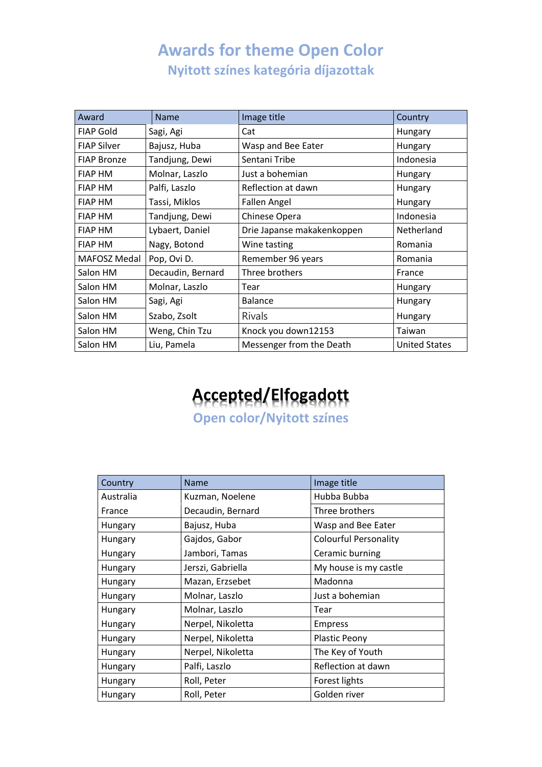# Awards for theme Open Color

## Nyitott színes kategória díjazottak

| Award | Name | Image title | Country |
|---|---|---|---|
| FIAP Gold | Sagi, Agi | Cat | Hungary |
| FIAP Silver | Bajusz, Huba | Wasp and Bee Eater | Hungary |
| FIAP Bronze | Tandjung, Dewi | Sentani Tribe | Indonesia |
| FIAP HM | Molnar, Laszlo | Just a bohemian | Hungary |
| FIAP HM | Palfi, Laszlo | Reflection at dawn | Hungary |
| FIAP HM | Tassi, Miklos | Fallen Angel | Hungary |
| FIAP HM | Tandjung, Dewi | Chinese Opera | Indonesia |
| FIAP HM | Lybaert, Daniel | Drie Japanse makakenkoppen | Netherland |
| FIAP HM | Nagy, Botond | Wine tasting | Romania |
| MAFOSZ Medal | Pop, Ovi D. | Remember 96 years | Romania |
| Salon HM | Decaudin, Bernard | Three brothers | France |
| Salon HM | Molnar, Laszlo | Tear | Hungary |
| Salon HM | Sagi, Agi | Balance | Hungary |
| Salon HM | Szabo, Zsolt | Rivals | Hungary |
| Salon HM | Weng, Chin Tzu | Knock you down12153 | Taiwan |
| Salon HM | Liu, Pamela | Messenger from the Death | United States |

# Accepted/Elfogadott

## Open color/Nyitott színes

| Country | Name | Image title |
|---|---|---|
| Australia | Kuzman, Noelene | Hubba Bubba |
| France | Decaudin, Bernard | Three brothers |
| Hungary | Bajusz, Huba | Wasp and Bee Eater |
| Hungary | Gajdos, Gabor | Colourful Personality |
| Hungary | Jambori, Tamas | Ceramic burning |
| Hungary | Jerszi, Gabriella | My house is my castle |
| Hungary | Mazan, Erzsebet | Madonna |
| Hungary | Molnar, Laszlo | Just a bohemian |
| Hungary | Molnar, Laszlo | Tear |
| Hungary | Nerpel, Nikoletta | Empress |
| Hungary | Nerpel, Nikoletta | Plastic Peony |
| Hungary | Nerpel, Nikoletta | The Key of Youth |
| Hungary | Palfi, Laszlo | Reflection at dawn |
| Hungary | Roll, Peter | Forest lights |
| Hungary | Roll, Peter | Golden river |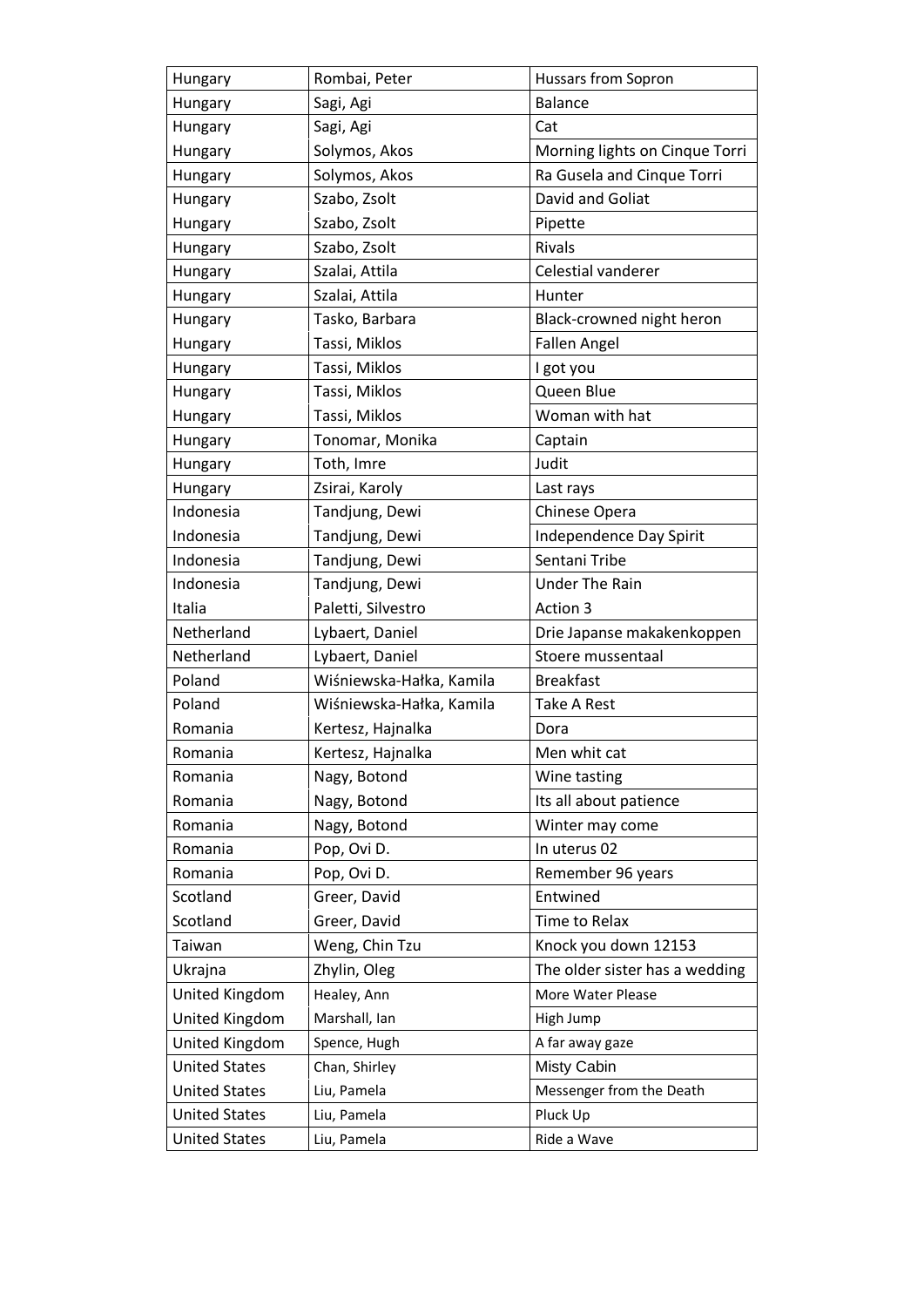| Hungary | Rombai, Peter | Hussars from Sopron |
|---|---|---|
| Hungary | Sagi, Agi | Balance |
| Hungary | Sagi, Agi | Cat |
| Hungary | Solymos, Akos | Morning lights on Cinque Torri |
| Hungary | Solymos, Akos | Ra Gusela and Cinque Torri |
| Hungary | Szabo, Zsolt | David and Goliat |
| Hungary | Szabo, Zsolt | Pipette |
| Hungary | Szabo, Zsolt | Rivals |
| Hungary | Szalai, Attila | Celestial vanderer |
| Hungary | Szalai, Attila | Hunter |
| Hungary | Tasko, Barbara | Black-crowned night heron |
| Hungary | Tassi, Miklos | Fallen Angel |
| Hungary | Tassi, Miklos | I got you |
| Hungary | Tassi, Miklos | Queen Blue |
| Hungary | Tassi, Miklos | Woman with hat |
| Hungary | Tonomar, Monika | Captain |
| Hungary | Toth, Imre | Judit |
| Hungary | Zsirai, Karoly | Last rays |
| Indonesia | Tandjung, Dewi | Chinese Opera |
| Indonesia | Tandjung, Dewi | Independence Day Spirit |
| Indonesia | Tandjung, Dewi | Sentani Tribe |
| Indonesia | Tandjung, Dewi | Under The Rain |
| Italia | Paletti, Silvestro | Action 3 |
| Netherland | Lybaert, Daniel | Drie Japanse makakenkoppen |
| Netherland | Lybaert, Daniel | Stoere mussentaal |
| Poland | Wiśniewska-Hałka, Kamila | Breakfast |
| Poland | Wiśniewska-Hałka, Kamila | Take A Rest |
| Romania | Kertesz, Hajnalka | Dora |
| Romania | Kertesz, Hajnalka | Men whit cat |
| Romania | Nagy, Botond | Wine tasting |
| Romania | Nagy, Botond | Its all about patience |
| Romania | Nagy, Botond | Winter may come |
| Romania | Pop, Ovi D. | In uterus 02 |
| Romania | Pop, Ovi D. | Remember 96 years |
| Scotland | Greer, David | Entwined |
| Scotland | Greer, David | Time to Relax |
| Taiwan | Weng, Chin Tzu | Knock you down 12153 |
| Ukrajna | Zhylin, Oleg | The older sister has a wedding |
| United Kingdom | Healey, Ann | More Water Please |
| United Kingdom | Marshall, Ian | High Jump |
| United Kingdom | Spence, Hugh | A far away gaze |
| United States | Chan, Shirley | Misty Cabin |
| United States | Liu, Pamela | Messenger from the Death |
| United States | Liu, Pamela | Pluck Up |
| United States | Liu, Pamela | Ride a Wave |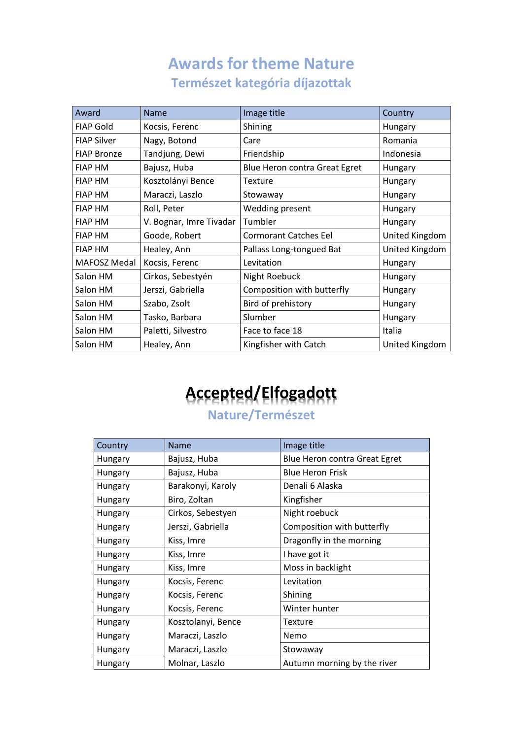# Awards for theme Nature
## Természet kategória díjazottak

| Award | Name | Image title | Country |
|---|---|---|---|
| FIAP Gold | Kocsis, Ferenc | Shining | Hungary |
| FIAP Silver | Nagy, Botond | Care | Romania |
| FIAP Bronze | Tandjung, Dewi | Friendship | Indonesia |
| FIAP HM | Bajusz, Huba | Blue Heron contra Great Egret | Hungary |
| FIAP HM | Kosztolányi Bence | Texture | Hungary |
| FIAP HM | Maraczi, Laszlo | Stowaway | Hungary |
| FIAP HM | Roll, Peter | Wedding present | Hungary |
| FIAP HM | V. Bognar, Imre Tivadar | Tumbler | Hungary |
| FIAP HM | Goode, Robert | Cormorant Catches Eel | United Kingdom |
| FIAP HM | Healey, Ann | Pallass Long-tongued Bat | United Kingdom |
| MAFOSZ Medal | Kocsis, Ferenc | Levitation | Hungary |
| Salon HM | Cirkos, Sebestyén | Night Roebuck | Hungary |
| Salon HM | Jerszi, Gabriella | Composition with butterfly | Hungary |
| Salon HM | Szabo, Zsolt | Bird of prehistory | Hungary |
| Salon HM | Tasko, Barbara | Slumber | Hungary |
| Salon HM | Paletti, Silvestro | Face to face 18 | Italia |
| Salon HM | Healey, Ann | Kingfisher with Catch | United Kingdom |

# Accepted/Elfogadott
## Nature/Természet

| Country | Name | Image title |
|---|---|---|
| Hungary | Bajusz, Huba | Blue Heron contra Great Egret |
| Hungary | Bajusz, Huba | Blue Heron Frisk |
| Hungary | Barakonyi, Karoly | Denali 6 Alaska |
| Hungary | Biro, Zoltan | Kingfisher |
| Hungary | Cirkos, Sebestyen | Night roebuck |
| Hungary | Jerszi, Gabriella | Composition with butterfly |
| Hungary | Kiss, Imre | Dragonfly in the morning |
| Hungary | Kiss, Imre | I have got it |
| Hungary | Kiss, Imre | Moss in backlight |
| Hungary | Kocsis, Ferenc | Levitation |
| Hungary | Kocsis, Ferenc | Shining |
| Hungary | Kocsis, Ferenc | Winter hunter |
| Hungary | Kosztolanyi, Bence | Texture |
| Hungary | Maraczi, Laszlo | Nemo |
| Hungary | Maraczi, Laszlo | Stowaway |
| Hungary | Molnar, Laszlo | Autumn morning by the river |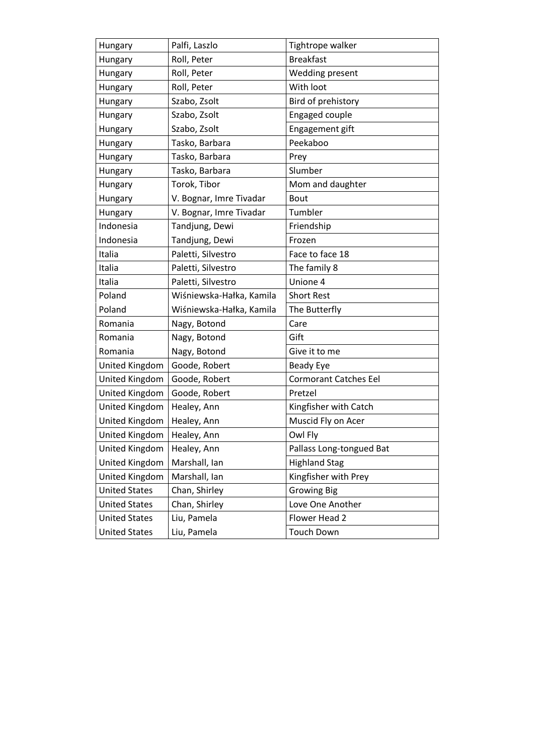| Hungary | Palfi, Laszlo | Tightrope walker |
|---|---|---|
| Hungary | Roll, Peter | Breakfast |
| Hungary | Roll, Peter | Wedding present |
| Hungary | Roll, Peter | With loot |
| Hungary | Szabo, Zsolt | Bird of prehistory |
| Hungary | Szabo, Zsolt | Engaged couple |
| Hungary | Szabo, Zsolt | Engagement gift |
| Hungary | Tasko, Barbara | Peekaboo |
| Hungary | Tasko, Barbara | Prey |
| Hungary | Tasko, Barbara | Slumber |
| Hungary | Torok, Tibor | Mom and daughter |
| Hungary | V. Bognar, Imre Tivadar | Bout |
| Hungary | V. Bognar, Imre Tivadar | Tumbler |
| Indonesia | Tandjung, Dewi | Friendship |
| Indonesia | Tandjung, Dewi | Frozen |
| Italia | Paletti, Silvestro | Face to face 18 |
| Italia | Paletti, Silvestro | The family 8 |
| Italia | Paletti, Silvestro | Unione 4 |
| Poland | Wiśniewska-Hałka, Kamila | Short Rest |
| Poland | Wiśniewska-Hałka, Kamila | The Butterfly |
| Romania | Nagy, Botond | Care |
| Romania | Nagy, Botond | Gift |
| Romania | Nagy, Botond | Give it to me |
| United Kingdom | Goode, Robert | Beady Eye |
| United Kingdom | Goode, Robert | Cormorant Catches Eel |
| United Kingdom | Goode, Robert | Pretzel |
| United Kingdom | Healey, Ann | Kingfisher with Catch |
| United Kingdom | Healey, Ann | Muscid Fly on Acer |
| United Kingdom | Healey, Ann | Owl Fly |
| United Kingdom | Healey, Ann | Pallass Long-tongued Bat |
| United Kingdom | Marshall, Ian | Highland Stag |
| United Kingdom | Marshall, Ian | Kingfisher with Prey |
| United States | Chan, Shirley | Growing Big |
| United States | Chan, Shirley | Love One Another |
| United States | Liu, Pamela | Flower Head 2 |
| United States | Liu, Pamela | Touch Down |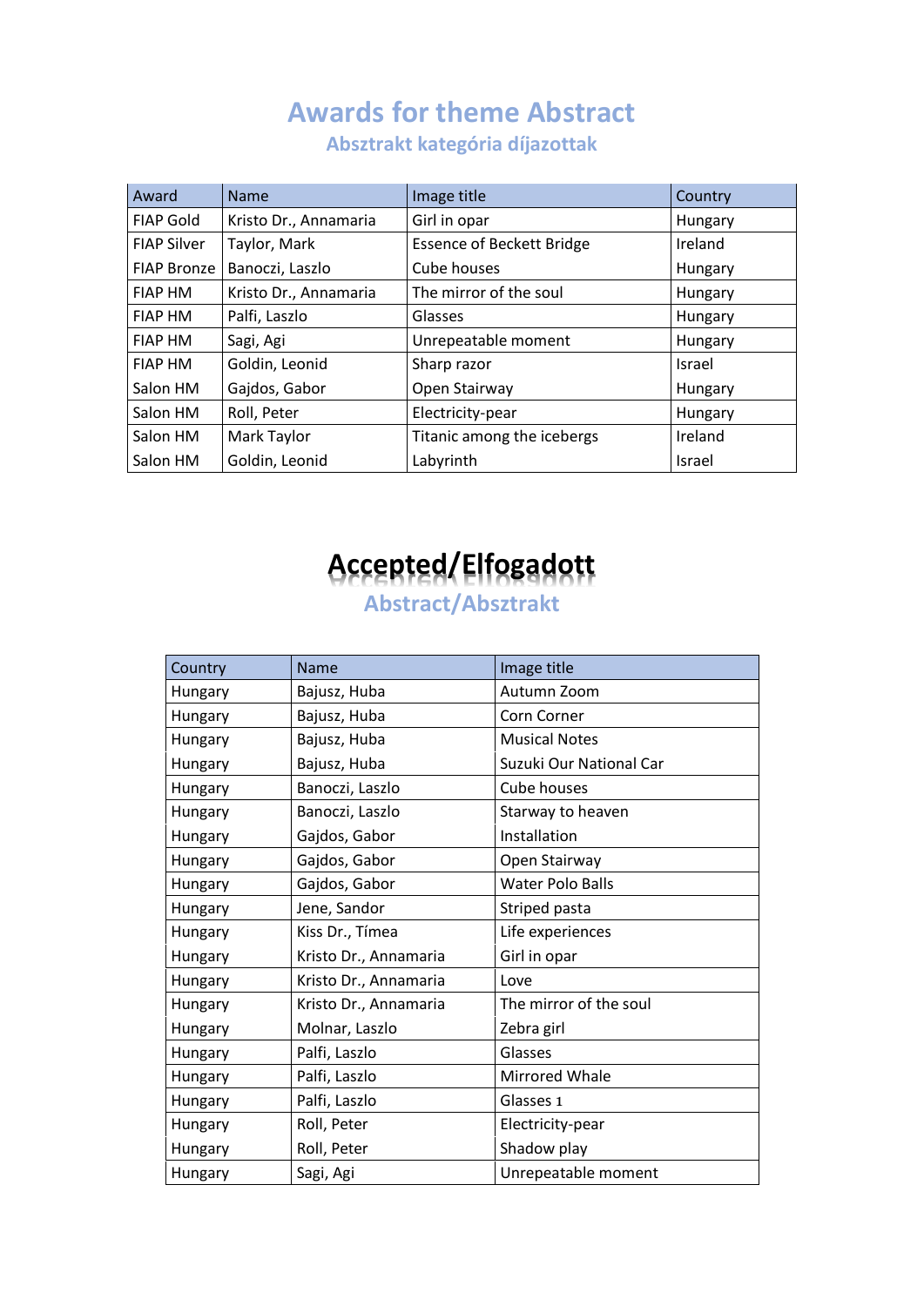# Awards for theme Abstract

## Absztrakt kategória díjazottak

| Award | Name | Image title | Country |
|---|---|---|---|
| FIAP Gold | Kristo Dr., Annamaria | Girl in opar | Hungary |
| FIAP Silver | Taylor, Mark | Essence of Beckett Bridge | Ireland |
| FIAP Bronze | Banoczi, Laszlo | Cube houses | Hungary |
| FIAP HM | Kristo Dr., Annamaria | The mirror of the soul | Hungary |
| FIAP HM | Palfi, Laszlo | Glasses | Hungary |
| FIAP HM | Sagi, Agi | Unrepeatable moment | Hungary |
| FIAP HM | Goldin, Leonid | Sharp razor | Israel |
| Salon HM | Gajdos, Gabor | Open Stairway | Hungary |
| Salon HM | Roll, Peter | Electricity-pear | Hungary |
| Salon HM | Mark Taylor | Titanic among the icebergs | Ireland |
| Salon HM | Goldin, Leonid | Labyrinth | Israel |

# Accepted/Elfogadott

## Abstract/Absztrakt

| Country | Name | Image title |
|---|---|---|
| Hungary | Bajusz, Huba | Autumn Zoom |
| Hungary | Bajusz, Huba | Corn Corner |
| Hungary | Bajusz, Huba | Musical Notes |
| Hungary | Bajusz, Huba | Suzuki Our National Car |
| Hungary | Banoczi, Laszlo | Cube houses |
| Hungary | Banoczi, Laszlo | Starway to heaven |
| Hungary | Gajdos, Gabor | Installation |
| Hungary | Gajdos, Gabor | Open Stairway |
| Hungary | Gajdos, Gabor | Water Polo Balls |
| Hungary | Jene, Sandor | Striped pasta |
| Hungary | Kiss Dr., Tímea | Life experiences |
| Hungary | Kristo Dr., Annamaria | Girl in opar |
| Hungary | Kristo Dr., Annamaria | Love |
| Hungary | Kristo Dr., Annamaria | The mirror of the soul |
| Hungary | Molnar, Laszlo | Zebra girl |
| Hungary | Palfi, Laszlo | Glasses |
| Hungary | Palfi, Laszlo | Mirrored Whale |
| Hungary | Palfi, Laszlo | Glasses 1 |
| Hungary | Roll, Peter | Electricity-pear |
| Hungary | Roll, Peter | Shadow play |
| Hungary | Sagi, Agi | Unrepeatable moment |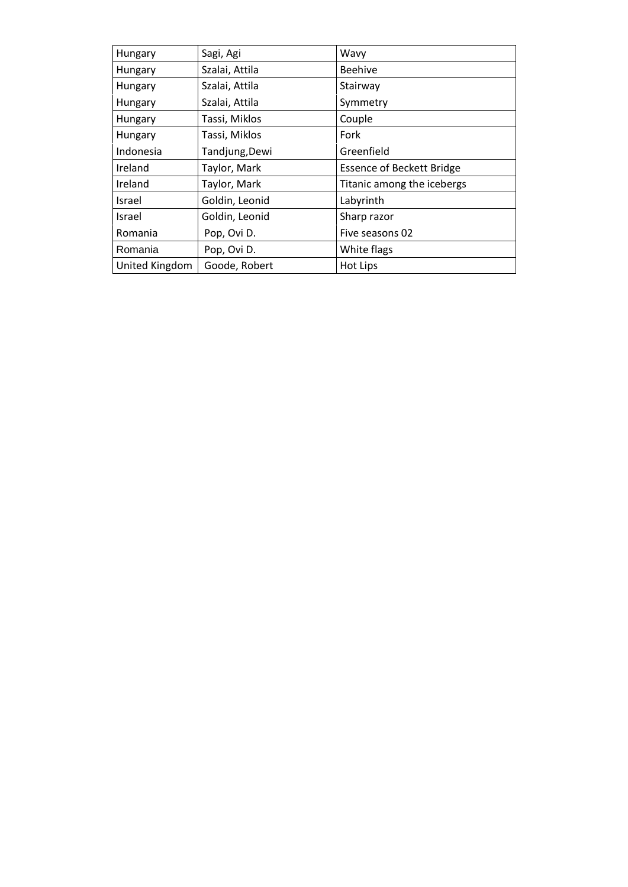| | | |
|---|---|---|
| Hungary | Sagi, Agi | Wavy |
| Hungary | Szalai, Attila | Beehive |
| Hungary | Szalai, Attila | Stairway |
| Hungary | Szalai, Attila | Symmetry |
| Hungary | Tassi, Miklos | Couple |
| Hungary | Tassi, Miklos | Fork |
| Indonesia | Tandjung,Dewi | Greenfield |
| Ireland | Taylor, Mark | Essence of Beckett Bridge |
| Ireland | Taylor, Mark | Titanic among the icebergs |
| Israel | Goldin, Leonid | Labyrinth |
| Israel | Goldin, Leonid | Sharp razor |
| Romania | Pop, Ovi D. | Five seasons 02 |
| Romania | Pop, Ovi D. | White flags |
| United Kingdom | Goode, Robert | Hot Lips |